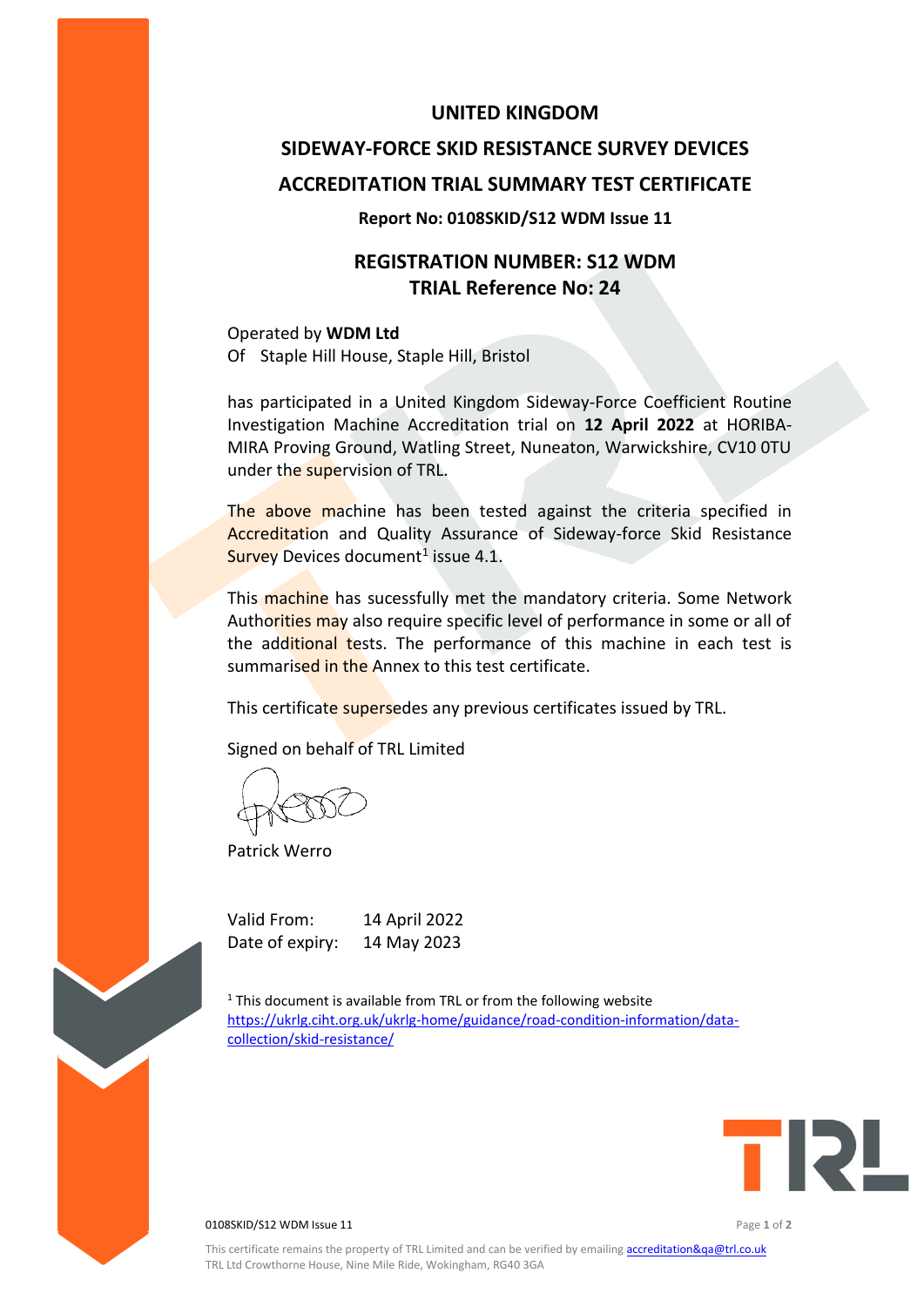# UNITED KINGDOM

# SIDEWAY-FORCE SKID RESISTANCE SURVEY DEVICES

# ACCREDITATION TRIAL SUMMARY TEST CERTIFICATE

**Report No: 0108SKID/S12 WDM Issue 11**

## REGISTRATION NUMBER: S12 WDM
## TRIAL Reference No: 24

Operated by **WDM Ltd**
Of Staple Hill House, Staple Hill, Bristol

has participated in a United Kingdom Sideway-Force Coefficient Routine Investigation Machine Accreditation trial on **12 April 2022** at HORIBA-MIRA Proving Ground, Watling Street, Nuneaton, Warwickshire, CV10 0TU under the supervision of TRL.

The above machine has been tested against the criteria specified in Accreditation and Quality Assurance of Sideway-force Skid Resistance Survey Devices document[1] issue 4.1.

This machine has sucessfully met the mandatory criteria. Some Network Authorities may also require specific level of performance in some or all of the additional tests. The performance of this machine in each test is summarised in the Annex to this test certificate.

This certificate supersedes any previous certificates issued by TRL.

Signed on behalf of TRL Limited

Patrick Werro

Valid From: 14 April 2022
Date of expiry: 14 May 2023

[1] This document is available from TRL or from the following website https://ukrlg.ciht.org.uk/ukrlg-home/guidance/road-condition-information/data-collection/skid-resistance/

This certificate remains the property of TRL Limited and can be verified by emailing accreditation&qa@trl.co.uk
TRL Ltd Crowthorne House, Nine Mile Ride, Wokingham, RG40 3GA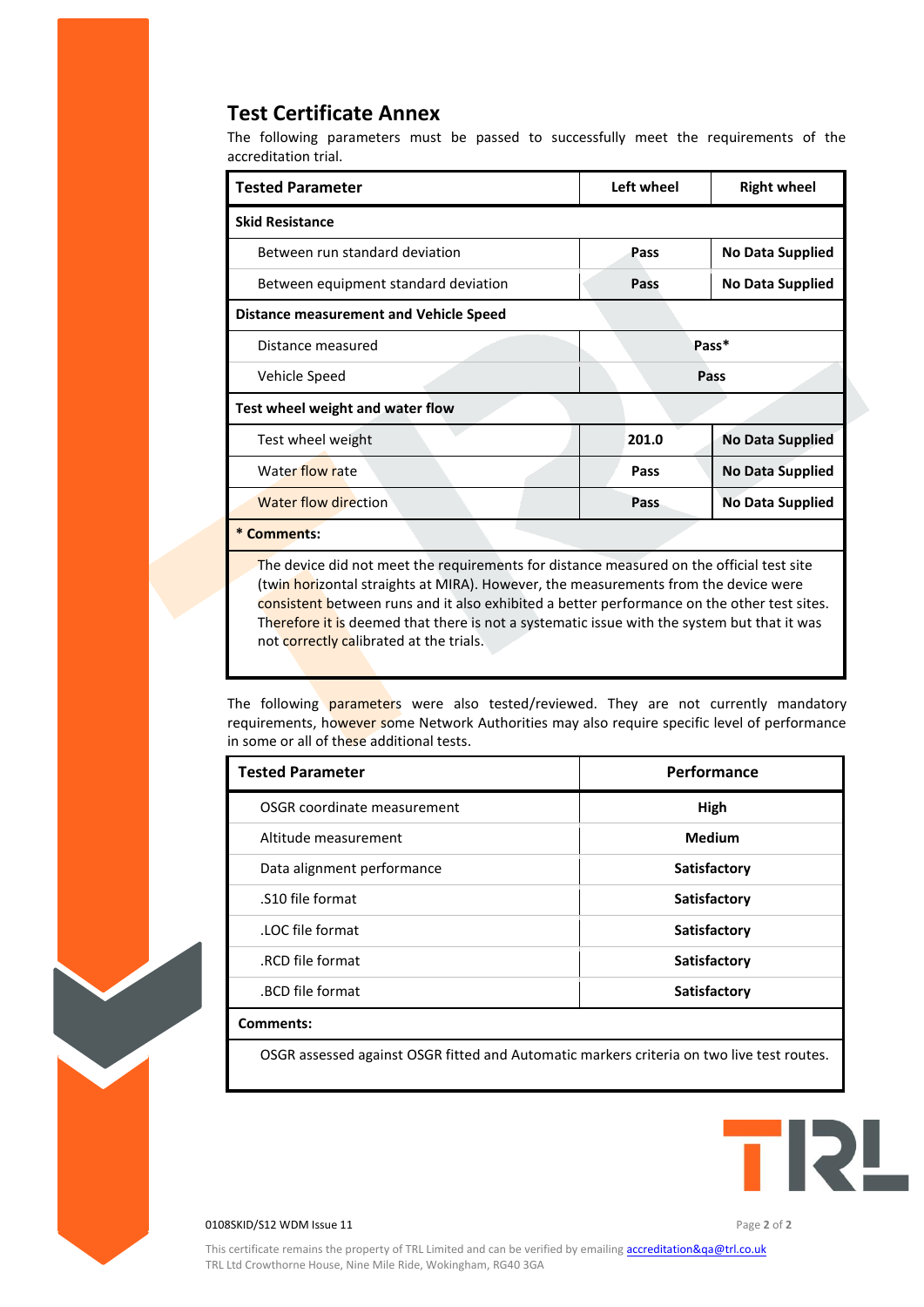## Test Certificate Annex

The following parameters must be passed to successfully meet the requirements of the accreditation trial.

| Tested Parameter | Left wheel | Right wheel |
|---|---|---|
| **Skid Resistance** | | |
| Between run standard deviation | **Pass** | **No Data Supplied** |
| Between equipment standard deviation | **Pass** | **No Data Supplied** |
| **Distance measurement and Vehicle Speed** | | |
| Distance measured | **Pass*** | |
| Vehicle Speed | **Pass** | |
| **Test wheel weight and water flow** | | |
| Test wheel weight | **201.0** | **No Data Supplied** |
| Water flow rate | **Pass** | **No Data Supplied** |
| Water flow direction | **Pass** | **No Data Supplied** |
| *** Comments:** | | |
| The device did not meet the requirements for distance measured on the official test site (twin horizontal straights at MIRA). However, the measurements from the device were consistent between runs and it also exhibited a better performance on the other test sites. Therefore it is deemed that there is not a systematic issue with the system but that it was not correctly calibrated at the trials. | | |

The following parameters were also tested/reviewed. They are not currently mandatory requirements, however some Network Authorities may also require specific level of performance in some or all of these additional tests.

| Tested Parameter | Performance |
|---|---|
| OSGR coordinate measurement | **High** |
| Altitude measurement | **Medium** |
| Data alignment performance | **Satisfactory** |
| .S10 file format | **Satisfactory** |
| .LOC file format | **Satisfactory** |
| .RCD file format | **Satisfactory** |
| .BCD file format | **Satisfactory** |
| **Comments:** | |
| OSGR assessed against OSGR fitted and Automatic markers criteria on two live test routes. | |

0108SKID/S12 WDM Issue 11

This certificate remains the property of TRL Limited and can be verified by emailing accreditation&qa@trl.co.uk
TRL Ltd Crowthorne House, Nine Mile Ride, Wokingham, RG40 3GA